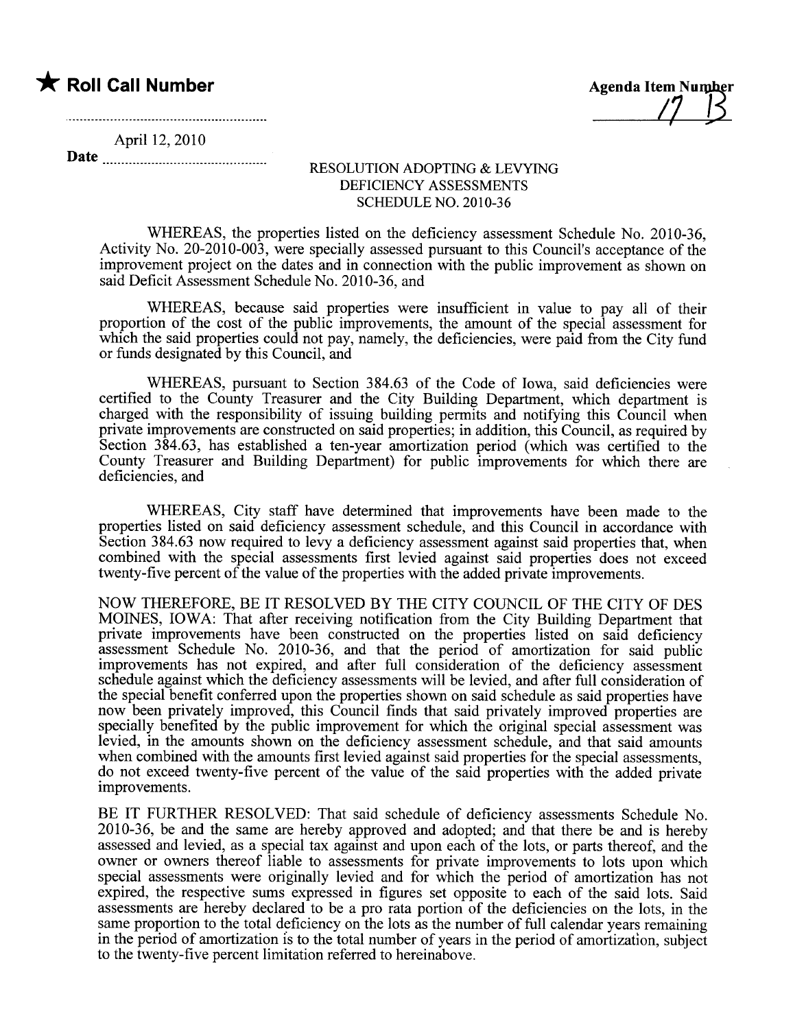★ **Roll Call Number**

Agenda Item Number
17 B

April 12, 2010

Date ..............................................

RESOLUTION ADOPTING & LEVYING
DEFICIENCY ASSESSMENTS
SCHEDULE NO. 2010-36

WHEREAS, the properties listed on the deficiency assessment Schedule No. 2010-36, Activity No. 20-2010-003, were specially assessed pursuant to this Council's acceptance of the improvement project on the dates and in connection with the public improvement as shown on said Deficit Assessment Schedule No. 2010-36, and

WHEREAS, because said properties were insufficient in value to pay all of their proportion of the cost of the public improvements, the amount of the special assessment for which the said properties could not pay, namely, the deficiencies, were paid from the City fund or funds designated by this Council, and

WHEREAS, pursuant to Section 384.63 of the Code of Iowa, said deficiencies were certified to the County Treasurer and the City Building Department, which department is charged with the responsibility of issuing building permits and notifying this Council when private improvements are constructed on said properties; in addition, this Council, as required by Section 384.63, has established a ten-year amortization period (which was certified to the County Treasurer and Building Department) for public improvements for which there are deficiencies, and

WHEREAS, City staff have determined that improvements have been made to the properties listed on said deficiency assessment schedule, and this Council in accordance with Section 384.63 now required to levy a deficiency assessment against said properties that, when combined with the special assessments first levied against said properties does not exceed twenty-five percent of the value of the properties with the added private improvements.

NOW THEREFORE, BE IT RESOLVED BY THE CITY COUNCIL OF THE CITY OF DES MOINES, IOWA: That after receiving notification from the City Building Department that private improvements have been constructed on the properties listed on said deficiency assessment Schedule No. 2010-36, and that the period of amortization for said public improvements has not expired, and after full consideration of the deficiency assessment schedule against which the deficiency assessments will be levied, and after full consideration of the special benefit conferred upon the properties shown on said schedule as said properties have now been privately improved, this Council finds that said privately improved properties are specially benefited by the public improvement for which the original special assessment was levied, in the amounts shown on the deficiency assessment schedule, and that said amounts when combined with the amounts first levied against said properties for the special assessments, do not exceed twenty-five percent of the value of the said properties with the added private improvements.

BE IT FURTHER RESOLVED: That said schedule of deficiency assessments Schedule No. 2010-36, be and the same are hereby approved and adopted; and that there be and is hereby assessed and levied, as a special tax against and upon each of the lots, or parts thereof, and the owner or owners thereof liable to assessments for private improvements to lots upon which special assessments were originally levied and for which the period of amortization has not expired, the respective sums expressed in figures set opposite to each of the said lots. Said assessments are hereby declared to be a pro rata portion of the deficiencies on the lots, in the same proportion to the total deficiency on the lots as the number of full calendar years remaining in the period of amortization is to the total number of years in the period of amortization, subject to the twenty-five percent limitation referred to hereinabove.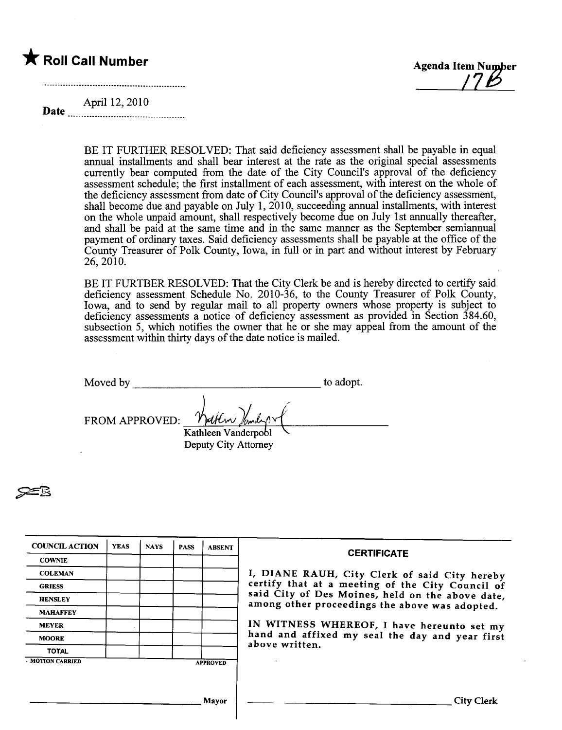★ **Roll Call Number**

..........................................................

Date April 12, 2010

Agenda Item Number
17B

BE IT FURTHER RESOLVED: That said deficiency assessment shall be payable in equal annual installments and shall bear interest at the rate as the original special assessments currently bear computed from the date of the City Council's approval of the deficiency assessment schedule; the first installment of each assessment, with interest on the whole of the deficiency assessment from date of City Council's approval of the deficiency assessment, shall become due and payable on July 1, 2010, succeeding annual installments, with interest on the whole unpaid amount, shall respectively become due on July 1st annually thereafter, and shall be paid at the same time and in the same manner as the September semiannual payment of ordinary taxes. Said deficiency assessments shall be payable at the office of the County Treasurer of Polk County, Iowa, in full or in part and without interest by February 26, 2010.

BE IT FURTBER RESOLVED: That the City Clerk be and is hereby directed to certify said deficiency assessment Schedule No. 2010-36, to the County Treasurer of Polk County, Iowa, and to send by regular mail to all property owners whose property is subject to deficiency assessments a notice of deficiency assessment as provided in Section 384.60, subsection 5, which notifies the owner that he or she may appeal from the amount of the assessment within thirty days of the date notice is mailed.

Moved by ________________________________ to adopt.

FROM APPROVED: Kathleen Vanderpool
Kathleen Vanderpool
Deputy City Attorney

| COUNCIL ACTION | YEAS | NAYS | PASS | ABSENT |
|---|---|---|---|---|
| COWNIE | | | | |
| COLEMAN | | | | |
| GRIESS | | | | |
| HENSLEY | | | | |
| MAHAFFEY | | | | |
| MEYER | | | | |
| MOORE | | | | |
| TOTAL | | | | |

MOTION CARRIED APPROVED

________________________________ Mayor

**CERTIFICATE**

I, DIANE RAUH, City Clerk of said City hereby certify that at a meeting of the City Council of said City of Des Moines, held on the above date, among other proceedings the above was adopted.

IN WITNESS WHEREOF, I have hereunto set my hand and affixed my seal the day and year first above written.

________________________________ City Clerk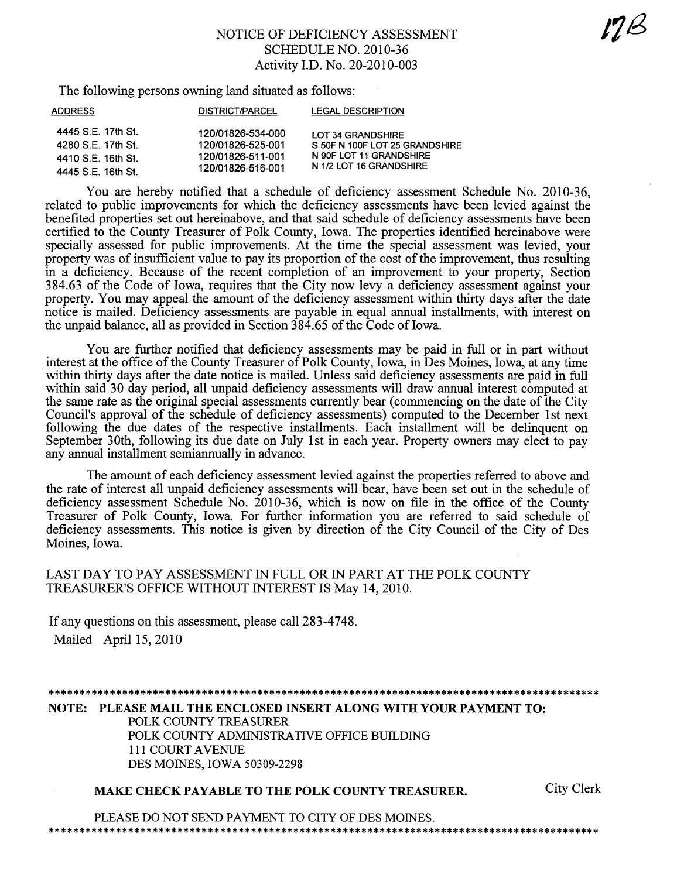17B

# NOTICE OF DEFICIENCY ASSESSMENT
## SCHEDULE NO. 2010-36
### Activity I.D. No. 20-2010-003

The following persons owning land situated as follows:

| ADDRESS | DISTRICT/PARCEL | LEGAL DESCRIPTION |
|---|---|---|
| 4445 S.E. 17th St. | 120/01826-534-000 | LOT 34 GRANDSHIRE |
| 4280 S.E. 17th St. | 120/01826-525-001 | S 50F N 100F LOT 25 GRANDSHIRE |
| 4410 S.E. 16th St. | 120/01826-511-001 | N 90F LOT 11 GRANDSHIRE |
| 4445 S.E. 16th St. | 120/01826-516-001 | N 1/2 LOT 16 GRANDSHIRE |

You are hereby notified that a schedule of deficiency assessment Schedule No. 2010-36, related to public improvements for which the deficiency assessments have been levied against the benefited properties set out hereinabove, and that said schedule of deficiency assessments have been certified to the County Treasurer of Polk County, Iowa. The properties identified hereinabove were specially assessed for public improvements. At the time the special assessment was levied, your property was of insufficient value to pay its proportion of the cost of the improvement, thus resulting in a deficiency. Because of the recent completion of an improvement to your property, Section 384.63 of the Code of Iowa, requires that the City now levy a deficiency assessment against your property. You may appeal the amount of the deficiency assessment within thirty days after the date notice is mailed. Deficiency assessments are payable in equal annual installments, with interest on the unpaid balance, all as provided in Section 384.65 of the Code of Iowa.

You are further notified that deficiency assessments may be paid in full or in part without interest at the office of the County Treasurer of Polk County, Iowa, in Des Moines, Iowa, at any time within thirty days after the date notice is mailed. Unless said deficiency assessments are paid in full within said 30 day period, all unpaid deficiency assessments will draw annual interest computed at the same rate as the original special assessments currently bear (commencing on the date of the City Council's approval of the schedule of deficiency assessments) computed to the December 1st next following the due dates of the respective installments. Each installment will be delinquent on September 30th, following its due date on July 1st in each year. Property owners may elect to pay any annual installment semiannually in advance.

The amount of each deficiency assessment levied against the properties referred to above and the rate of interest all unpaid deficiency assessments will bear, have been set out in the schedule of deficiency assessment Schedule No. 2010-36, which is now on file in the office of the County Treasurer of Polk County, Iowa. For further information you are referred to said schedule of deficiency assessments. This notice is given by direction of the City Council of the City of Des Moines, Iowa.

LAST DAY TO PAY ASSESSMENT IN FULL OR IN PART AT THE POLK COUNTY TREASURER'S OFFICE WITHOUT INTEREST IS May 14, 2010.

If any questions on this assessment, please call 283-4748.

Mailed April 15, 2010

****************************************************************************************************

**NOTE: PLEASE MAIL THE ENCLOSED INSERT ALONG WITH YOUR PAYMENT TO:**

POLK COUNTY TREASURER
POLK COUNTY ADMINISTRATIVE OFFICE BUILDING
111 COURT AVENUE
DES MOINES, IOWA 50309-2298

**MAKE CHECK PAYABLE TO THE POLK COUNTY TREASURER.**

City Clerk

PLEASE DO NOT SEND PAYMENT TO CITY OF DES MOINES.

****************************************************************************************************